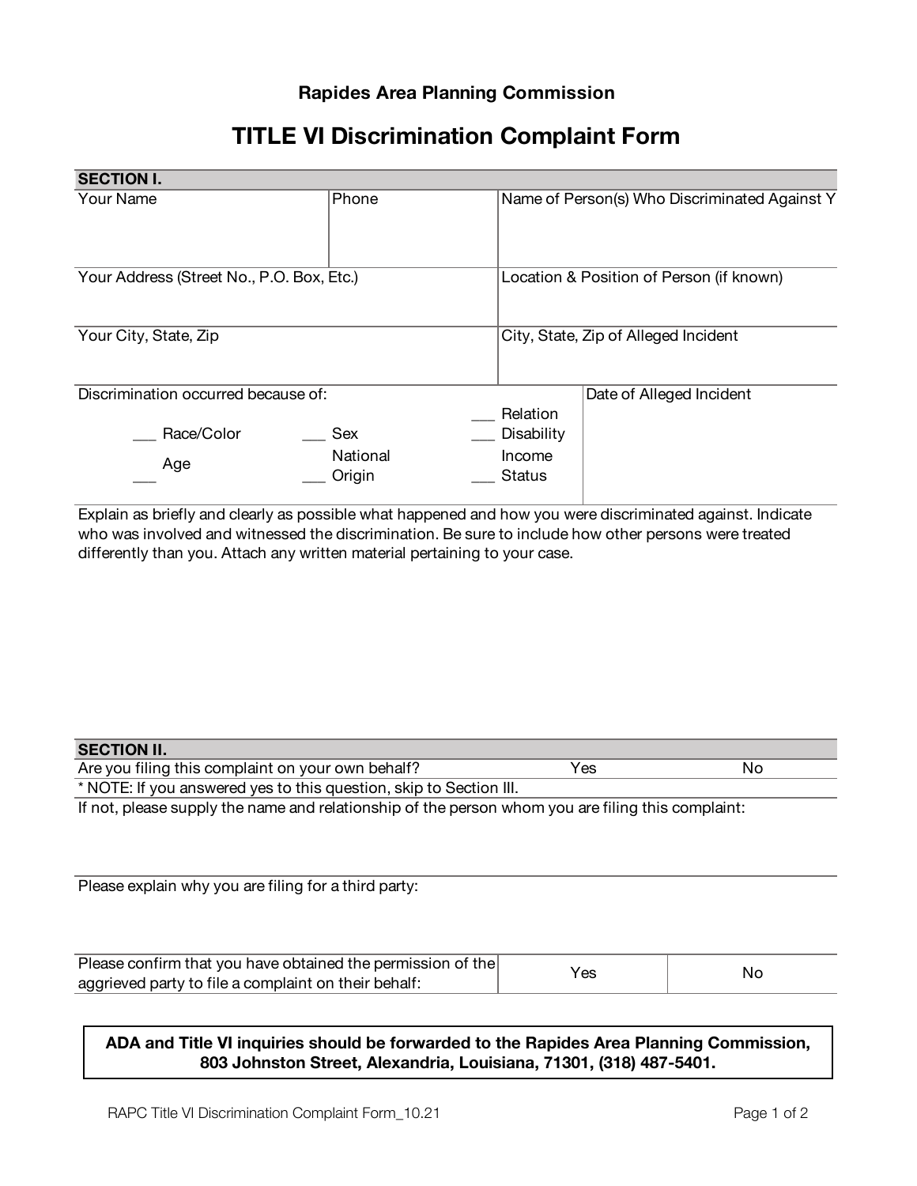**Rapides Area Planning Commission**

# TITLE VI Discrimination Complaint Form

| SECTION I. | | |
|---|---|---|
| Your Name | Phone | Name of Person(s) Who Discriminated Against Y |
| Your Address (Street No., P.O. Box, Etc.) | | Location & Position of Person (if known) |
| Your City, State, Zip | | City, State, Zip of Alleged Incident |

| Discrimination occurred because of: | | | Date of Alleged Incident |
|---|---|---|---|
| ___ Race/Color | ___ Sex | ___ Relation | |
| ___ Age | ___ National Origin | ___ Disability | |
| | | ___ Income Status | |

Explain as briefly and clearly as possible what happened and how you were discriminated against. Indicate who was involved and witnessed the discrimination. Be sure to include how other persons were treated differently than you. Attach any written material pertaining to your case.

| SECTION II. | | |
|---|---|---|
| Are you filing this complaint on your own behalf? | Yes | No |
| * NOTE: If you answered yes to this question, skip to Section III. | | |

If not, please supply the name and relationship of the person whom you are filing this complaint:

Please explain why you are filing for a third party:

| Please confirm that you have obtained the permission of the aggrieved party to file a complaint on their behalf: | Yes | No |
|---|---|---|

**ADA and Title VI inquiries should be forwarded to the Rapides Area Planning Commission, 803 Johnston Street, Alexandria, Louisiana, 71301, (318) 487-5401.**

RAPC Title VI Discrimination Complaint Form_10.21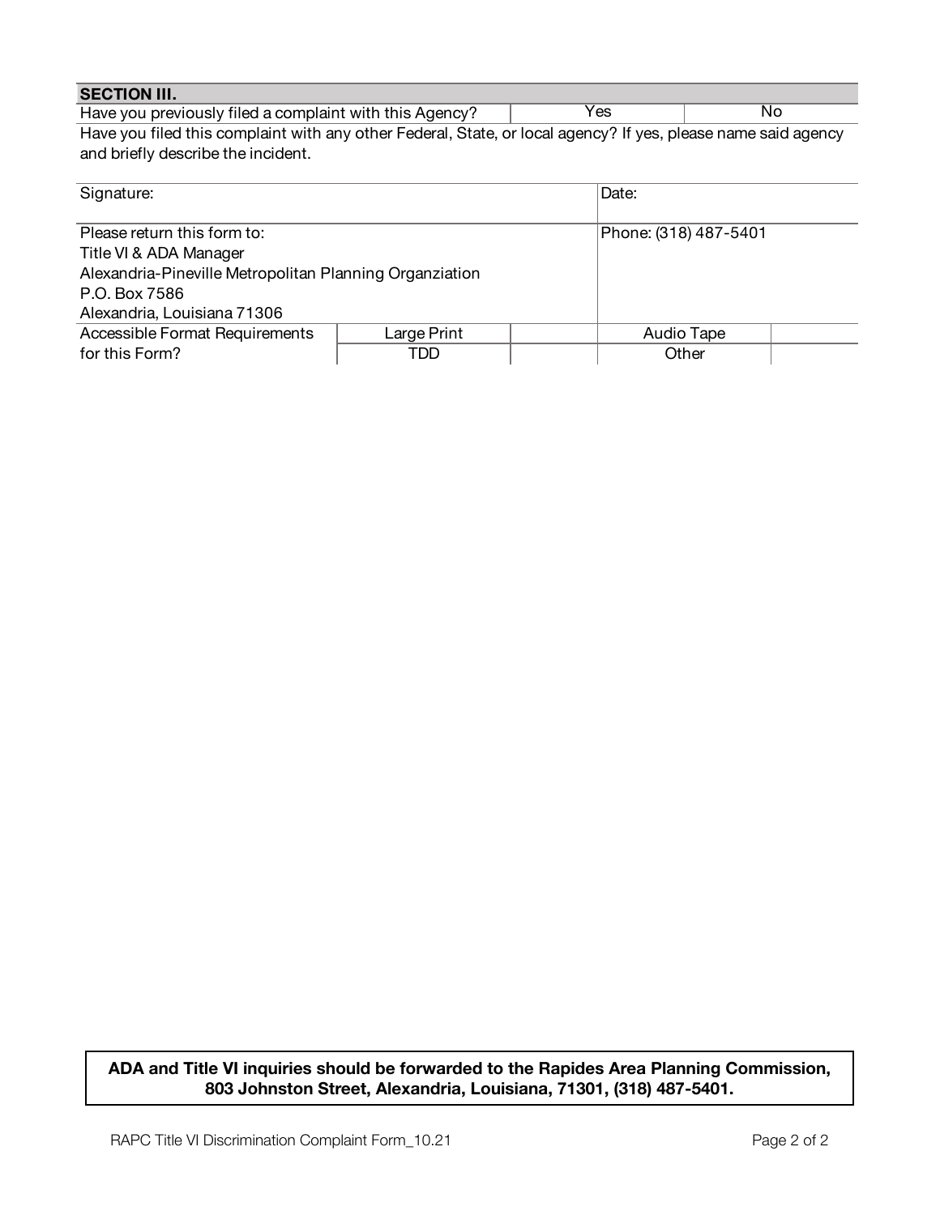| SECTION III. | | |
|---|---|---|
| Have you previously filed a complaint with this Agency? | Yes | No |

Have you filed this complaint with any other Federal, State, or local agency? If yes, please name said agency and briefly describe the incident.

| | |
|---|---|
| Signature: | Date: |
| Please return this form to:<br>Title VI & ADA Manager<br>Alexandria-Pineville Metropolitan Planning Organziation<br>P.O. Box 7586<br>Alexandria, Louisiana 71306 | Phone: (318) 487-5401 |

| | | | | |
|---|---|---|---|---|
| Accessible Format Requirements for this Form? | Large Print | | Audio Tape | |
| | TDD | | Other | |

**ADA and Title VI inquiries should be forwarded to the Rapides Area Planning Commission, 803 Johnston Street, Alexandria, Louisiana, 71301, (318) 487-5401.**

RAPC Title VI Discrimination Complaint Form_10.21